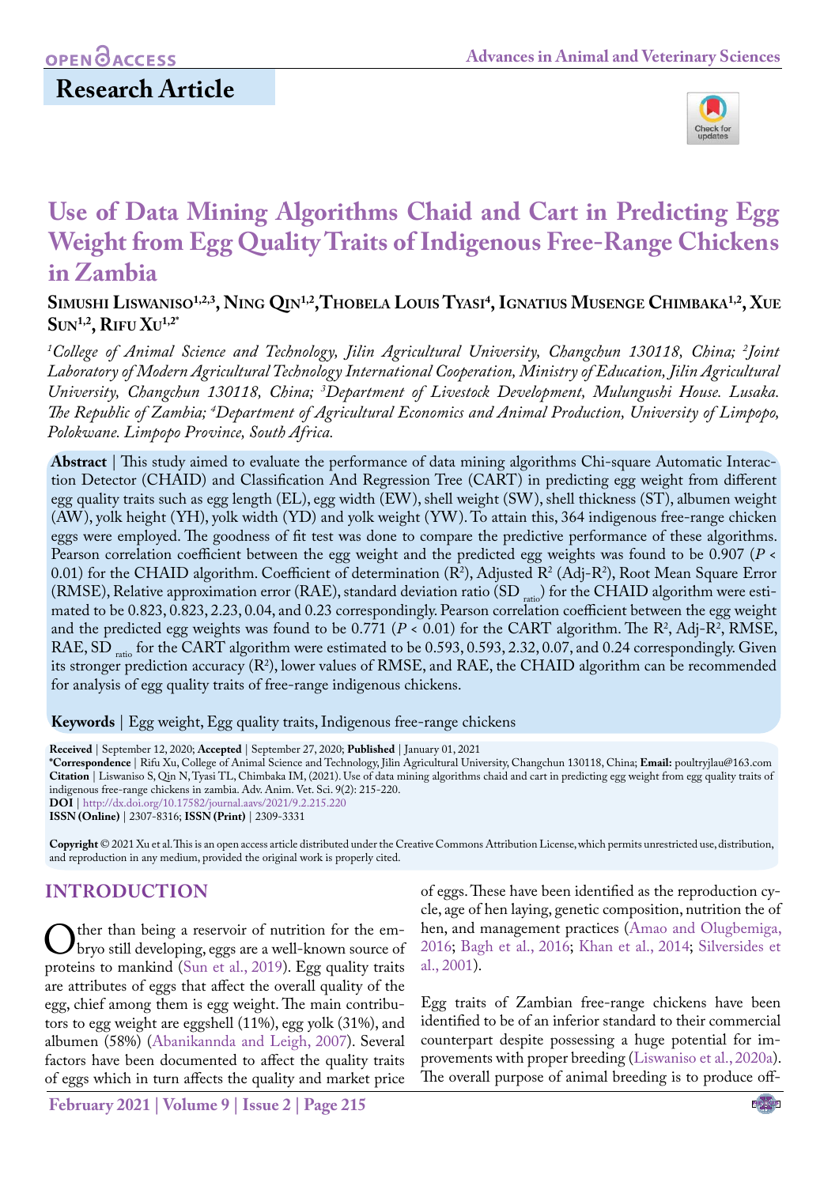Research Article

# Use of Data Mining Algorithms Chaid and Cart in Predicting Egg Weight from Egg Quality Traits of Indigenous Free-Range Chickens in Zambia

**Simushi Liswaniso[1,2,3], Ning Qin[1,2], Thobela Louis Tyasi[4], Ignatius Musenge Chimbaka[1,2], Xue Sun[1,2], Rifu Xu[1,2*]**

*[1]College of Animal Science and Technology, Jilin Agricultural University, Changchun 130118, China; [2]Joint Laboratory of Modern Agricultural Technology International Cooperation, Ministry of Education, Jilin Agricultural University, Changchun 130118, China; [3]Department of Livestock Development, Mulungushi House. Lusaka. The Republic of Zambia; [4]Department of Agricultural Economics and Animal Production, University of Limpopo, Polokwane. Limpopo Province, South Africa.*

**Abstract** | This study aimed to evaluate the performance of data mining algorithms Chi-square Automatic Interaction Detector (CHAID) and Classification And Regression Tree (CART) in predicting egg weight from different egg quality traits such as egg length (EL), egg width (EW), shell weight (SW), shell thickness (ST), albumen weight (AW), yolk height (YH), yolk width (YD) and yolk weight (YW). To attain this, 364 indigenous free-range chicken eggs were employed. The goodness of fit test was done to compare the predictive performance of these algorithms. Pearson correlation coefficient between the egg weight and the predicted egg weights was found to be 0.907 ($P < 0.01$) for the CHAID algorithm. Coefficient of determination ($R^2$), Adjusted $R^2$ (Adj-$R^2$), Root Mean Square Error (RMSE), Relative approximation error (RAE), standard deviation ratio ($SD_{ratio}$) for the CHAID algorithm were estimated to be 0.823, 0.823, 2.23, 0.04, and 0.23 correspondingly. Pearson correlation coefficient between the egg weight and the predicted egg weights was found to be 0.771 ($P < 0.01$) for the CART algorithm. The $R^2$, Adj-$R^2$, RMSE, RAE, $SD_{ratio}$ for the CART algorithm were estimated to be 0.593, 0.593, 2.32, 0.07, and 0.24 correspondingly. Given its stronger prediction accuracy ($R^2$), lower values of RMSE, and RAE, the CHAID algorithm can be recommended for analysis of egg quality traits of free-range indigenous chickens.

**Keywords** | Egg weight, Egg quality traits, Indigenous free-range chickens

**Received** | September 12, 2020; **Accepted** | September 27, 2020; **Published** | January 01, 2021
**\*Correspondence** | Rifu Xu, College of Animal Science and Technology, Jilin Agricultural University, Changchun 130118, China; **Email:** poultryjlau@163.com
**Citation** | Liswaniso S, Qin N, Tyasi TL, Chimbaka IM, (2021). Use of data mining algorithms chaid and cart in predicting egg weight from egg quality traits of indigenous free-range chickens in zambia. Adv. Anim. Vet. Sci. 9(2): 215-220.
**DOI** | http://dx.doi.org/10.17582/journal.aavs/2021/9.2.215.220
**ISSN (Online)** | 2307-8316; **ISSN (Print)** | 2309-3331

**Copyright** © 2021 Xu et al. This is an open access article distributed under the Creative Commons Attribution License, which permits unrestricted use, distribution, and reproduction in any medium, provided the original work is properly cited.

## INTRODUCTION

Other than being a reservoir of nutrition for the embryo still developing, eggs are a well-known source of proteins to mankind (Sun et al., 2019). Egg quality traits are attributes of eggs that affect the overall quality of the egg, chief among them is egg weight. The main contributors to egg weight are eggshell (11%), egg yolk (31%), and albumen (58%) (Abanikannda and Leigh, 2007). Several factors have been documented to affect the quality traits of eggs which in turn affects the quality and market price of eggs. These have been identified as the reproduction cycle, age of hen laying, genetic composition, nutrition the of hen, and management practices (Amao and Olugbemiga, 2016; Bagh et al., 2016; Khan et al., 2014; Silversides et al., 2001).

Egg traits of Zambian free-range chickens have been identified to be of an inferior standard to their commercial counterpart despite possessing a huge potential for improvements with proper breeding (Liswaniso et al., 2020a). The overall purpose of animal breeding is to produce off-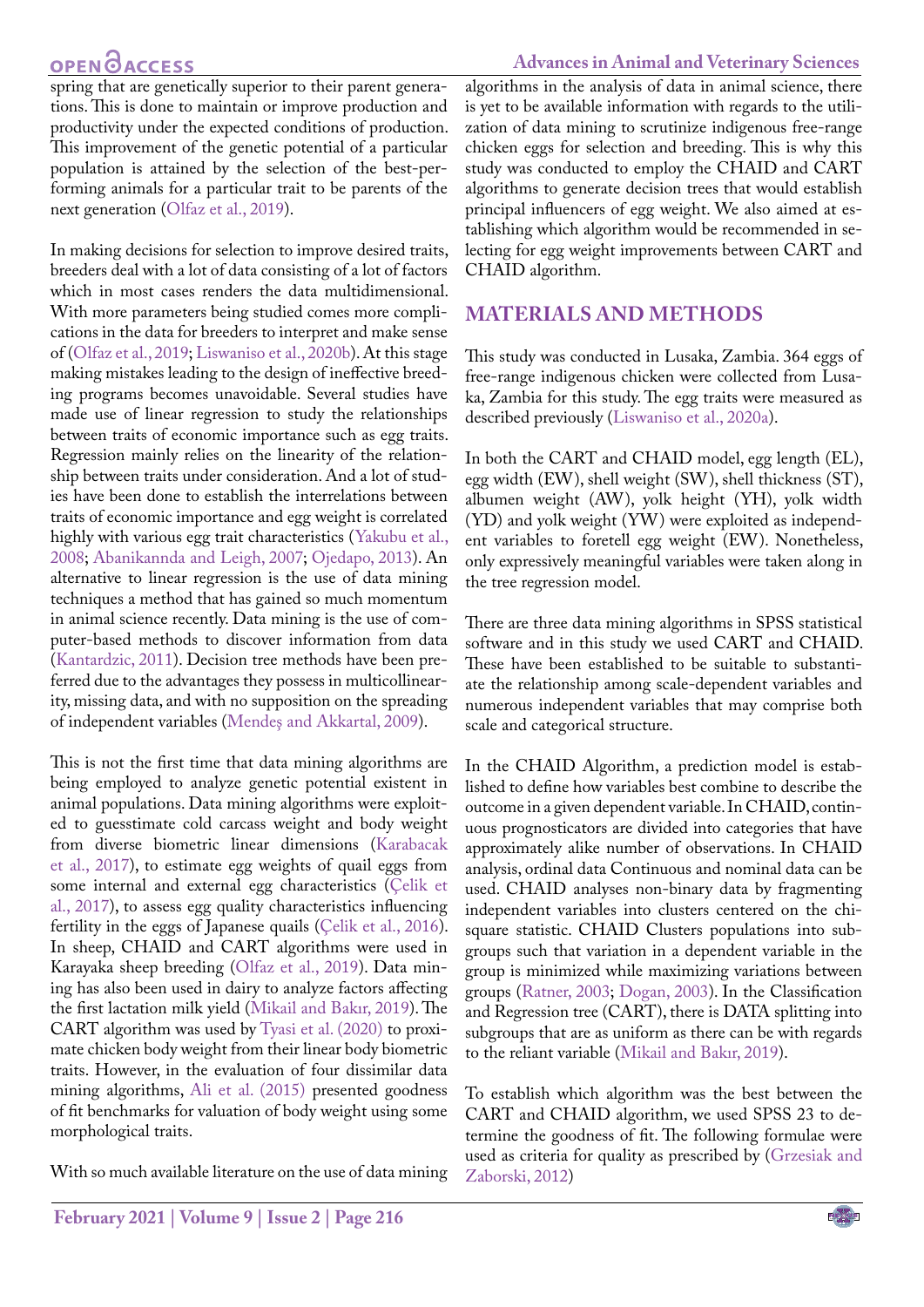spring that are genetically superior to their parent generations. This is done to maintain or improve production and productivity under the expected conditions of production. This improvement of the genetic potential of a particular population is attained by the selection of the best-performing animals for a particular trait to be parents of the next generation (Olfaz et al., 2019).

In making decisions for selection to improve desired traits, breeders deal with a lot of data consisting of a lot of factors which in most cases renders the data multidimensional. With more parameters being studied comes more complications in the data for breeders to interpret and make sense of (Olfaz et al., 2019; Liswaniso et al., 2020b). At this stage making mistakes leading to the design of ineffective breeding programs becomes unavoidable. Several studies have made use of linear regression to study the relationships between traits of economic importance such as egg traits. Regression mainly relies on the linearity of the relationship between traits under consideration. And a lot of studies have been done to establish the interrelations between traits of economic importance and egg weight is correlated highly with various egg trait characteristics (Yakubu et al., 2008; Abanikannda and Leigh, 2007; Ojedapo, 2013). An alternative to linear regression is the use of data mining techniques a method that has gained so much momentum in animal science recently. Data mining is the use of computer-based methods to discover information from data (Kantardzic, 2011). Decision tree methods have been preferred due to the advantages they possess in multicollinearity, missing data, and with no supposition on the spreading of independent variables (Mendeş and Akkartal, 2009).

This is not the first time that data mining algorithms are being employed to analyze genetic potential existent in animal populations. Data mining algorithms were exploited to guesstimate cold carcass weight and body weight from diverse biometric linear dimensions (Karabacak et al., 2017), to estimate egg weights of quail eggs from some internal and external egg characteristics (Çelik et al., 2017), to assess egg quality characteristics influencing fertility in the eggs of Japanese quails (Çelik et al., 2016). In sheep, CHAID and CART algorithms were used in Karayaka sheep breeding (Olfaz et al., 2019). Data mining has also been used in dairy to analyze factors affecting the first lactation milk yield (Mikail and Bakır, 2019). The CART algorithm was used by Tyasi et al. (2020) to proximate chicken body weight from their linear body biometric traits. However, in the evaluation of four dissimilar data mining algorithms, Ali et al. (2015) presented goodness of fit benchmarks for valuation of body weight using some morphological traits.

With so much available literature on the use of data mining algorithms in the analysis of data in animal science, there is yet to be available information with regards to the utilization of data mining to scrutinize indigenous free-range chicken eggs for selection and breeding. This is why this study was conducted to employ the CHAID and CART algorithms to generate decision trees that would establish principal influencers of egg weight. We also aimed at establishing which algorithm would be recommended in selecting for egg weight improvements between CART and CHAID algorithm.

## MATERIALS AND METHODS

This study was conducted in Lusaka, Zambia. 364 eggs of free-range indigenous chicken were collected from Lusaka, Zambia for this study. The egg traits were measured as described previously (Liswaniso et al., 2020a).

In both the CART and CHAID model, egg length (EL), egg width (EW), shell weight (SW), shell thickness (ST), albumen weight (AW), yolk height (YH), yolk width (YD) and yolk weight (YW) were exploited as independent variables to foretell egg weight (EW). Nonetheless, only expressively meaningful variables were taken along in the tree regression model.

There are three data mining algorithms in SPSS statistical software and in this study we used CART and CHAID. These have been established to be suitable to substantiate the relationship among scale-dependent variables and numerous independent variables that may comprise both scale and categorical structure.

In the CHAID Algorithm, a prediction model is established to define how variables best combine to describe the outcome in a given dependent variable. In CHAID, continuous prognosticators are divided into categories that have approximately alike number of observations. In CHAID analysis, ordinal data Continuous and nominal data can be used. CHAID analyses non-binary data by fragmenting independent variables into clusters centered on the chi-square statistic. CHAID Clusters populations into subgroups such that variation in a dependent variable in the group is minimized while maximizing variations between groups (Ratner, 2003; Dogan, 2003). In the Classification and Regression tree (CART), there is DATA splitting into subgroups that are as uniform as there can be with regards to the reliant variable (Mikail and Bakır, 2019).

To establish which algorithm was the best between the CART and CHAID algorithm, we used SPSS 23 to determine the goodness of fit. The following formulae were used as criteria for quality as prescribed by (Grzesiak and Zaborski, 2012)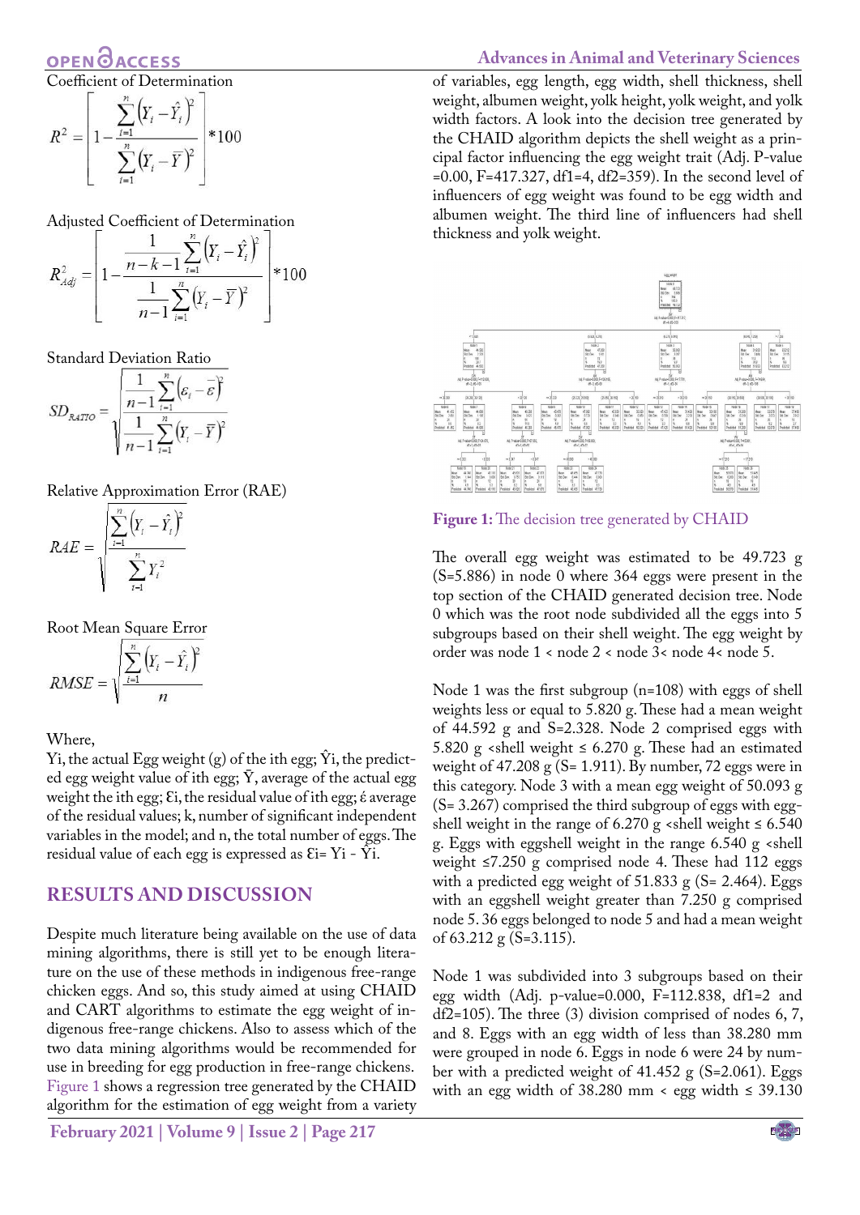Coefficient of Determination

$$R^2 = \left[1 - \frac{\sum_{i=1}^{n}\left(Y_i - \hat{Y}_i\right)^2}{\sum_{i=1}^{n}\left(Y_i - \bar{Y}\right)^2}\right] * 100$$

Adjusted Coefficient of Determination

$$R^2_{Adj} = \left[1 - \frac{\frac{1}{n-k-1}\sum_{i=1}^{n}\left(Y_i - \hat{Y}_i\right)^2}{\frac{1}{n-1}\sum_{i=1}^{n}\left(Y_i - \bar{Y}\right)^2}\right] * 100$$

Standard Deviation Ratio

$$SD_{RATIO} = \sqrt{\frac{\frac{1}{n-1}\sum_{i=1}^{n}\left(\varepsilon_i - \bar{\varepsilon}\right)^2}{\frac{1}{n-1}\sum_{i=1}^{n}\left(Y_i - \bar{Y}\right)^2}}$$

Relative Approximation Error (RAE)

$$RAE = \sqrt{\frac{\sum_{i=1}^{n}\left(Y_i - \hat{Y}_i\right)^2}{\sum_{i=1}^{n} Y_i^2}}$$

Root Mean Square Error

$$RMSE = \sqrt{\frac{\sum_{i=1}^{n}\left(Y_i - \hat{Y}_i\right)^2}{n}}$$

Where,

$Y_i$, the actual Egg weight (g) of the ith egg; $\hat{Y}_i$, the predicted egg weight value of ith egg; $\bar{Y}$, average of the actual egg weight the ith egg; $\varepsilon_i$, the residual value of ith egg; $\bar{\varepsilon}$ average of the residual values; k, number of significant independent variables in the model; and n, the total number of eggs. The residual value of each egg is expressed as $\varepsilon_i = Y_i - \hat{Y}_i$.

## RESULTS AND DISCUSSION

Despite much literature being available on the use of data mining algorithms, there is still yet to be enough literature on the use of these methods in indigenous free-range chicken eggs. And so, this study aimed at using CHAID and CART algorithms to estimate the egg weight of indigenous free-range chickens. Also to assess which of the two data mining algorithms would be recommended for use in breeding for egg production in free-range chickens. Figure 1 shows a regression tree generated by the CHAID algorithm for the estimation of egg weight from a variety of variables, egg length, egg width, shell thickness, shell weight, albumen weight, yolk height, yolk weight, and yolk width factors. A look into the decision tree generated by the CHAID algorithm depicts the shell weight as a principal factor influencing the egg weight trait (Adj. P-value =0.00, F=417.327, df1=4, df2=359). In the second level of influencers of egg weight was found to be egg width and albumen weight. The third line of influencers had shell thickness and yolk weight.

**Figure 1:** The decision tree generated by CHAID

The overall egg weight was estimated to be 49.723 g (S=5.886) in node 0 where 364 eggs were present in the top section of the CHAID generated decision tree. Node 0 which was the root node subdivided all the eggs into 5 subgroups based on their shell weight. The egg weight by order was node 1 < node 2 < node 3< node 4< node 5.

Node 1 was the first subgroup (n=108) with eggs of shell weights less or equal to 5.820 g. These had a mean weight of 44.592 g and S=2.328. Node 2 comprised eggs with 5.820 g <shell weight ≤ 6.270 g. These had an estimated weight of 47.208 g (S= 1.911). By number, 72 eggs were in this category. Node 3 with a mean egg weight of 50.093 g (S= 3.267) comprised the third subgroup of eggs with eggshell weight in the range of 6.270 g <shell weight ≤ 6.540 g. Eggs with eggshell weight in the range 6.540 g <shell weight ≤7.250 g comprised node 4. These had 112 eggs with a predicted egg weight of 51.833 g (S= 2.464). Eggs with an eggshell weight greater than 7.250 g comprised node 5. 36 eggs belonged to node 5 and had a mean weight of 63.212 g (S=3.115).

Node 1 was subdivided into 3 subgroups based on their egg width (Adj. p-value=0.000, F=112.838, df1=2 and df2=105). The three (3) division comprised of nodes 6, 7, and 8. Eggs with an egg width of less than 38.280 mm were grouped in node 6. Eggs in node 6 were 24 by number with a predicted weight of 41.452 g (S=2.061). Eggs with an egg width of 38.280 mm < egg width ≤ 39.130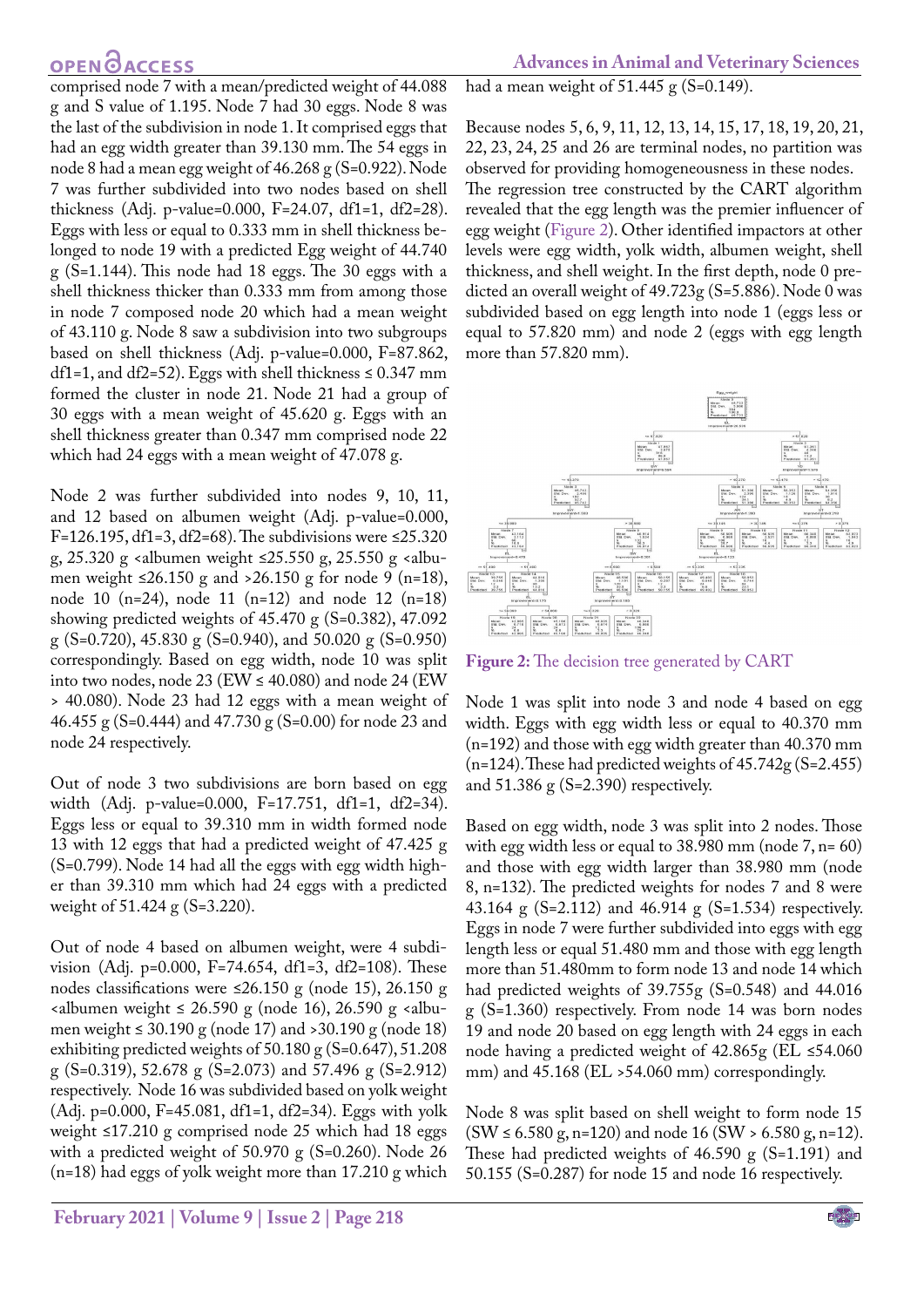comprised node 7 with a mean/predicted weight of 44.088 g and S value of 1.195. Node 7 had 30 eggs. Node 8 was the last of the subdivision in node 1. It comprised eggs that had an egg width greater than 39.130 mm. The 54 eggs in node 8 had a mean egg weight of 46.268 g (S=0.922). Node 7 was further subdivided into two nodes based on shell thickness (Adj. p-value=0.000, F=24.07, df1=1, df2=28). Eggs with less or equal to 0.333 mm in shell thickness belonged to node 19 with a predicted Egg weight of 44.740 g (S=1.144). This node had 18 eggs. The 30 eggs with a shell thickness thicker than 0.333 mm from among those in node 7 composed node 20 which had a mean weight of 43.110 g. Node 8 saw a subdivision into two subgroups based on shell thickness (Adj. p-value=0.000, F=87.862, df1=1, and df2=52). Eggs with shell thickness ≤ 0.347 mm formed the cluster in node 21. Node 21 had a group of 30 eggs with a mean weight of 45.620 g. Eggs with an shell thickness greater than 0.347 mm comprised node 22 which had 24 eggs with a mean weight of 47.078 g.

Node 2 was further subdivided into nodes 9, 10, 11, and 12 based on albumen weight (Adj. p-value=0.000, F=126.195, df1=3, df2=68). The subdivisions were ≤25.320 g, 25.320 g <albumen weight ≤25.550 g, 25.550 g <albumen weight ≤26.150 g and >26.150 g for node 9 (n=18), node 10 (n=24), node 11 (n=12) and node 12 (n=18) showing predicted weights of 45.470 g (S=0.382), 47.092 g (S=0.720), 45.830 g (S=0.940), and 50.020 g (S=0.950) correspondingly. Based on egg width, node 10 was split into two nodes, node 23 (EW ≤ 40.080) and node 24 (EW > 40.080). Node 23 had 12 eggs with a mean weight of 46.455 g (S=0.444) and 47.730 g (S=0.00) for node 23 and node 24 respectively.

Out of node 3 two subdivisions are born based on egg width (Adj. p-value=0.000, F=17.751, df1=1, df2=34). Eggs less or equal to 39.310 mm in width formed node 13 with 12 eggs that had a predicted weight of 47.425 g (S=0.799). Node 14 had all the eggs with egg width higher than 39.310 mm which had 24 eggs with a predicted weight of 51.424 g (S=3.220).

Out of node 4 based on albumen weight, were 4 subdivision (Adj. p=0.000, F=74.654, df1=3, df2=108). These nodes classifications were ≤26.150 g (node 15), 26.150 g <albumen weight ≤ 26.590 g (node 16), 26.590 g <albumen weight ≤ 30.190 g (node 17) and >30.190 g (node 18) exhibiting predicted weights of 50.180 g (S=0.647), 51.208 g (S=0.319), 52.678 g (S=2.073) and 57.496 g (S=2.912) respectively. Node 16 was subdivided based on yolk weight (Adj. p=0.000, F=45.081, df1=1, df2=34). Eggs with yolk weight ≤17.210 g comprised node 25 which had 18 eggs with a predicted weight of 50.970 g (S=0.260). Node 26 (n=18) had eggs of yolk weight more than 17.210 g which had a mean weight of 51.445 g (S=0.149).

Because nodes 5, 6, 9, 11, 12, 13, 14, 15, 17, 18, 19, 20, 21, 22, 23, 24, 25 and 26 are terminal nodes, no partition was observed for providing homogeneousness in these nodes. The regression tree constructed by the CART algorithm revealed that the egg length was the premier influencer of egg weight (Figure 2). Other identified impactors at other levels were egg width, yolk width, albumen weight, shell thickness, and shell weight. In the first depth, node 0 predicted an overall weight of 49.723g (S=5.886). Node 0 was subdivided based on egg length into node 1 (eggs less or equal to 57.820 mm) and node 2 (eggs with egg length more than 57.820 mm).

**Figure 2:** The decision tree generated by CART

Node 1 was split into node 3 and node 4 based on egg width. Eggs with egg width less or equal to 40.370 mm (n=192) and those with egg width greater than 40.370 mm (n=124). These had predicted weights of 45.742g (S=2.455) and 51.386 g (S=2.390) respectively.

Based on egg width, node 3 was split into 2 nodes. Those with egg width less or equal to 38.980 mm (node 7, n= 60) and those with egg width larger than 38.980 mm (node 8, n=132). The predicted weights for nodes 7 and 8 were 43.164 g (S=2.112) and 46.914 g (S=1.534) respectively. Eggs in node 7 were further subdivided into eggs with egg length less or equal 51.480 mm and those with egg length more than 51.480mm to form node 13 and node 14 which had predicted weights of 39.755g (S=0.548) and 44.016 g (S=1.360) respectively. From node 14 was born nodes 19 and node 20 based on egg length with 24 eggs in each node having a predicted weight of 42.865g (EL ≤54.060 mm) and 45.168 (EL >54.060 mm) correspondingly.

Node 8 was split based on shell weight to form node 15 (SW ≤ 6.580 g, n=120) and node 16 (SW > 6.580 g, n=12). These had predicted weights of 46.590 g (S=1.191) and 50.155 (S=0.287) for node 15 and node 16 respectively.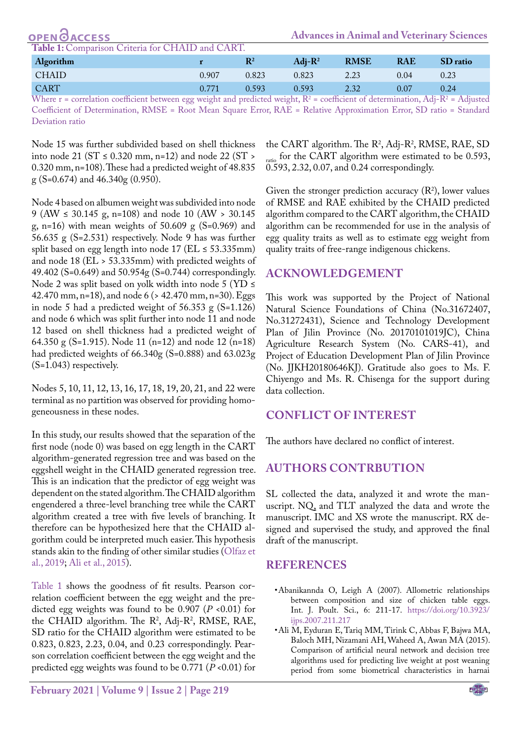**Table 1:** Comparison Criteria for CHAID and CART.

| Algorithm | r | $R^2$ | Adj-$R^2$ | RMSE | RAE | SD ratio |
|---|---|---|---|---|---|---|
| CHAID | 0.907 | 0.823 | 0.823 | 2.23 | 0.04 | 0.23 |
| CART | 0.771 | 0.593 | 0.593 | 2.32 | 0.07 | 0.24 |

Where r = correlation coefficient between egg weight and predicted weight, $R^2$ = coefficient of determination, Adj-$R^2$ = Adjusted Coefficient of Determination, RMSE = Root Mean Square Error, RAE = Relative Approximation Error, SD ratio = Standard Deviation ratio

Node 15 was further subdivided based on shell thickness into node 21 (ST ≤ 0.320 mm, n=12) and node 22 (ST > 0.320 mm, n=108). These had a predicted weight of 48.835 g (S=0.674) and 46.340g (0.950).

Node 4 based on albumen weight was subdivided into node 9 (AW ≤ 30.145 g, n=108) and node 10 (AW > 30.145 g, n=16) with mean weights of 50.609 g (S=0.969) and 56.635 g (S=2.531) respectively. Node 9 has was further split based on egg length into node 17 (EL ≤ 53.335mm) and node 18 (EL > 53.335mm) with predicted weights of 49.402 (S=0.649) and 50.954g (S=0.744) correspondingly. Node 2 was split based on yolk width into node 5 (YD ≤ 42.470 mm, n=18), and node 6 (> 42.470 mm, n=30). Eggs in node 5 had a predicted weight of 56.353 g (S=1.126) and node 6 which was split further into node 11 and node 12 based on shell thickness had a predicted weight of 64.350 g (S=1.915). Node 11 (n=12) and node 12 (n=18) had predicted weights of 66.340g (S=0.888) and 63.023g (S=1.043) respectively.

Nodes 5, 10, 11, 12, 13, 16, 17, 18, 19, 20, 21, and 22 were terminal as no partition was observed for providing homogeneousness in these nodes.

In this study, our results showed that the separation of the first node (node 0) was based on egg length in the CART algorithm-generated regression tree and was based on the eggshell weight in the CHAID generated regression tree. This is an indication that the predictor of egg weight was dependent on the stated algorithm. The CHAID algorithm engendered a three-level branching tree while the CART algorithm created a tree with five levels of branching. It therefore can be hypothesized here that the CHAID algorithm could be interpreted much easier. This hypothesis stands akin to the finding of other similar studies (Olfaz et al., 2019; Ali et al., 2015).

Table 1 shows the goodness of fit results. Pearson correlation coefficient between the egg weight and the predicted egg weights was found to be 0.907 ($P$ <0.01) for the CHAID algorithm. The $R^2$, Adj-$R^2$, RMSE, RAE, SD ratio for the CHAID algorithm were estimated to be 0.823, 0.823, 2.23, 0.04, and 0.23 correspondingly. Pearson correlation coefficient between the egg weight and the predicted egg weights was found to be 0.771 ($P$ <0.01) for the CART algorithm. The $R^2$, Adj-$R^2$, RMSE, RAE, $SD_{ratio}$ for the CART algorithm were estimated to be 0.593, 0.593, 2.32, 0.07, and 0.24 correspondingly.

Given the stronger prediction accuracy ($R^2$), lower values of RMSE and RAE exhibited by the CHAID predicted algorithm compared to the CART algorithm, the CHAID algorithm can be recommended for use in the analysis of egg quality traits as well as to estimate egg weight from quality traits of free-range indigenous chickens.

## ACKNOWLEDGEMENT

This work was supported by the Project of National Natural Science Foundations of China (No.31672407, No.31272431), Science and Technology Development Plan of Jilin Province (No. 20170101019JC), China Agriculture Research System (No. CARS-41), and Project of Education Development Plan of Jilin Province (No. JJKH20180646KJ). Gratitude also goes to Ms. F. Chiyengo and Ms. R. Chisenga for the support during data collection.

## CONFLICT OF INTEREST

The authors have declared no conflict of interest.

## AUTHORS CONTRBUTION

SL collected the data, analyzed it and wrote the manuscript. NQ, and TLT analyzed the data and wrote the manuscript. IMC and XS wrote the manuscript. RX designed and supervised the study, and approved the final draft of the manuscript.

## REFERENCES

- Abanikannda O, Leigh A (2007). Allometric relationships between composition and size of chicken table eggs. Int. J. Poult. Sci., 6: 211-17. https://doi.org/10.3923/ijps.2007.211.217
- Ali M, Eyduran E, Tariq MM, Tirink C, Abbas F, Bajwa MA, Baloch MH, Nizamani AH, Waheed A, Awan MA (2015). Comparison of artificial neural network and decision tree algorithms used for predicting live weight at post weaning period from some biometrical characteristics in harnai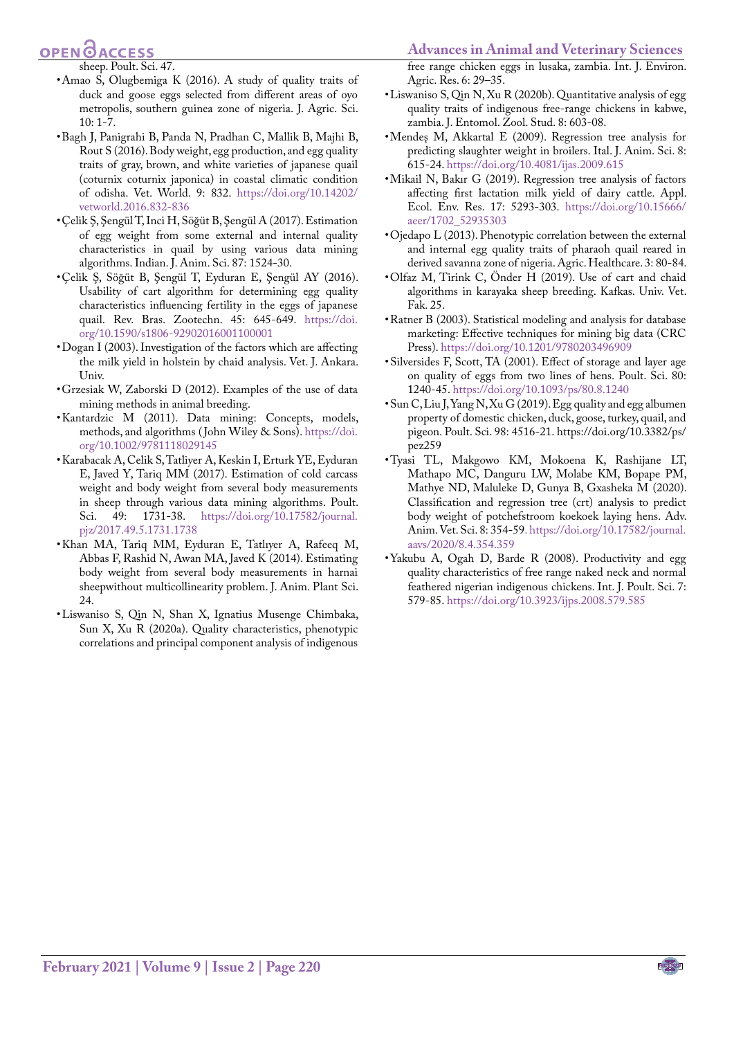sheep. Poult. Sci. 47.

- Amao S, Olugbemiga K (2016). A study of quality traits of duck and goose eggs selected from different areas of oyo metropolis, southern guinea zone of nigeria. J. Agric. Sci. 10: 1-7.
- Bagh J, Panigrahi B, Panda N, Pradhan C, Mallik B, Majhi B, Rout S (2016). Body weight, egg production, and egg quality traits of gray, brown, and white varieties of japanese quail (coturnix coturnix japonica) in coastal climatic condition of odisha. Vet. World. 9: 832. https://doi.org/10.14202/vetworld.2016.832-836
- Çelik Ş, Şengül T, Inci H, Söğüt B, Şengül A (2017). Estimation of egg weight from some external and internal quality characteristics in quail by using various data mining algorithms. Indian. J. Anim. Sci. 87: 1524-30.
- Çelik Ş, Söğüt B, Şengül T, Eyduran E, Şengül AY (2016). Usability of cart algorithm for determining egg quality characteristics influencing fertility in the eggs of japanese quail. Rev. Bras. Zootechn. 45: 645-649. https://doi.org/10.1590/s1806-92902016001100001
- Dogan I (2003). Investigation of the factors which are affecting the milk yield in holstein by chaid analysis. Vet. J. Ankara. Univ.
- Grzesiak W, Zaborski D (2012). Examples of the use of data mining methods in animal breeding.
- Kantardzic M (2011). Data mining: Concepts, models, methods, and algorithms (John Wiley & Sons). https://doi.org/10.1002/9781118029145
- Karabacak A, Celik S, Tatliyer A, Keskin I, Erturk YE, Eyduran E, Javed Y, Tariq MM (2017). Estimation of cold carcass weight and body weight from several body measurements in sheep through various data mining algorithms. Poult. Sci. 49: 1731-38. https://doi.org/10.17582/journal.pjz/2017.49.5.1731.1738
- Khan MA, Tariq MM, Eyduran E, Tatlıyer A, Rafeeq M, Abbas F, Rashid N, Awan MA, Javed K (2014). Estimating body weight from several body measurements in harnai sheepwithout multicollinearity problem. J. Anim. Plant Sci. 24.
- Liswaniso S, Qin N, Shan X, Ignatius Musenge Chimbaka, Sun X, Xu R (2020a). Quality characteristics, phenotypic correlations and principal component analysis of indigenous free range chicken eggs in lusaka, zambia. Int. J. Environ. Agric. Res. 6: 29–35.
- Liswaniso S, Qin N, Xu R (2020b). Quantitative analysis of egg quality traits of indigenous free-range chickens in kabwe, zambia. J. Entomol. Zool. Stud. 8: 603-08.
- Mendeş M, Akkartal E (2009). Regression tree analysis for predicting slaughter weight in broilers. Ital. J. Anim. Sci. 8: 615-24. https://doi.org/10.4081/ijas.2009.615
- Mikail N, Bakır G (2019). Regression tree analysis of factors affecting first lactation milk yield of dairy cattle. Appl. Ecol. Env. Res. 17: 5293-303. https://doi.org/10.15666/aeer/1702_52935303
- Ojedapo L (2013). Phenotypic correlation between the external and internal egg quality traits of pharaoh quail reared in derived savanna zone of nigeria. Agric. Healthcare. 3: 80-84.
- Olfaz M, Tirink C, Önder H (2019). Use of cart and chaid algorithms in karayaka sheep breeding. Kafkas. Univ. Vet. Fak. 25.
- Ratner B (2003). Statistical modeling and analysis for database marketing: Effective techniques for mining big data (CRC Press). https://doi.org/10.1201/9780203496909
- Silversides F, Scott, TA (2001). Effect of storage and layer age on quality of eggs from two lines of hens. Poult. Sci. 80: 1240-45. https://doi.org/10.1093/ps/80.8.1240
- Sun C, Liu J, Yang N, Xu G (2019). Egg quality and egg albumen property of domestic chicken, duck, goose, turkey, quail, and pigeon. Poult. Sci. 98: 4516-21. https://doi.org/10.3382/ps/pez259
- Tyasi TL, Makgowo KM, Mokoena K, Rashijane LT, Mathapo MC, Danguru LW, Molabe KM, Bopape PM, Mathye ND, Maluleke D, Gunya B, Gxasheka M (2020). Classification and regression tree (crt) analysis to predict body weight of potchefstroom koekoek laying hens. Adv. Anim. Vet. Sci. 8: 354-59. https://doi.org/10.17582/journal.aavs/2020/8.4.354.359
- Yakubu A, Ogah D, Barde R (2008). Productivity and egg quality characteristics of free range naked neck and normal feathered nigerian indigenous chickens. Int. J. Poult. Sci. 7: 579-85. https://doi.org/10.3923/ijps.2008.579.585